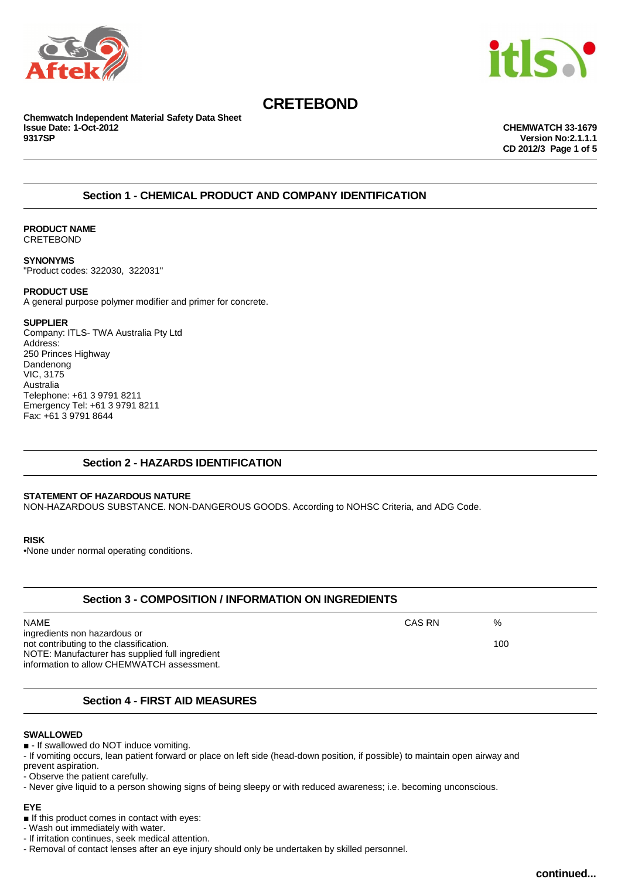# CRETEBOND

**Chemwatch Independent Material Safety Data Sheet**
**Issue Date: 1-Oct-2012**
**9317SP**

**CHEMWATCH 33-1679**
**Version No:2.1.1.1**
**CD 2012/3**

## Section 1 - CHEMICAL PRODUCT AND COMPANY IDENTIFICATION

**PRODUCT NAME**
CRETEBOND

**SYNONYMS**
"Product codes: 322030, 322031"

**PRODUCT USE**
A general purpose polymer modifier and primer for concrete.

**SUPPLIER**
Company: ITLS- TWA Australia Pty Ltd
Address:
250 Princes Highway
Dandenong
VIC, 3175
Australia
Telephone: +61 3 9791 8211
Emergency Tel: +61 3 9791 8211
Fax: +61 3 9791 8644

## Section 2 - HAZARDS IDENTIFICATION

**STATEMENT OF HAZARDOUS NATURE**
NON-HAZARDOUS SUBSTANCE. NON-DANGEROUS GOODS. According to NOHSC Criteria, and ADG Code.

**RISK**
•None under normal operating conditions.

## Section 3 - COMPOSITION / INFORMATION ON INGREDIENTS

| NAME | CAS RN | % |
|---|---|---|
| ingredients non hazardous or not contributing to the classification. NOTE: Manufacturer has supplied full ingredient information to allow CHEMWATCH assessment. | | 100 |

## Section 4 - FIRST AID MEASURES

**SWALLOWED**
■ - If swallowed do NOT induce vomiting.
- If vomiting occurs, lean patient forward or place on left side (head-down position, if possible) to maintain open airway and prevent aspiration.
- Observe the patient carefully.
- Never give liquid to a person showing signs of being sleepy or with reduced awareness; i.e. becoming unconscious.

**EYE**
■ If this product comes in contact with eyes:
- Wash out immediately with water.
- If irritation continues, seek medical attention.
- Removal of contact lenses after an eye injury should only be undertaken by skilled personnel.

continued...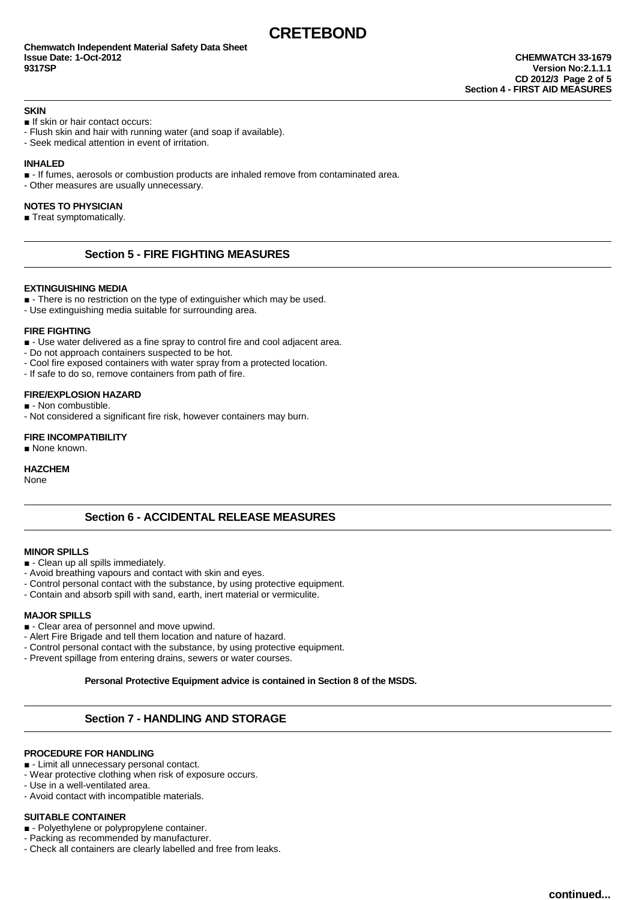**SKIN**

■ If skin or hair contact occurs:
- Flush skin and hair with running water (and soap if available).
- Seek medical attention in event of irritation.

**INHALED**

■ - If fumes, aerosols or combustion products are inhaled remove from contaminated area.
- Other measures are usually unnecessary.

**NOTES TO PHYSICIAN**

■ Treat symptomatically.

## Section 5 - FIRE FIGHTING MEASURES

**EXTINGUISHING MEDIA**

■ - There is no restriction on the type of extinguisher which may be used.
- Use extinguishing media suitable for surrounding area.

**FIRE FIGHTING**

■ - Use water delivered as a fine spray to control fire and cool adjacent area.
- Do not approach containers suspected to be hot.
- Cool fire exposed containers with water spray from a protected location.
- If safe to do so, remove containers from path of fire.

**FIRE/EXPLOSION HAZARD**

■ - Non combustible.
- Not considered a significant fire risk, however containers may burn.

**FIRE INCOMPATIBILITY**

■ None known.

**HAZCHEM**

None

## Section 6 - ACCIDENTAL RELEASE MEASURES

**MINOR SPILLS**

■ - Clean up all spills immediately.
- Avoid breathing vapours and contact with skin and eyes.
- Control personal contact with the substance, by using protective equipment.
- Contain and absorb spill with sand, earth, inert material or vermiculite.

**MAJOR SPILLS**

■ - Clear area of personnel and move upwind.
- Alert Fire Brigade and tell them location and nature of hazard.
- Control personal contact with the substance, by using protective equipment.
- Prevent spillage from entering drains, sewers or water courses.

**Personal Protective Equipment advice is contained in Section 8 of the MSDS.**

## Section 7 - HANDLING AND STORAGE

**PROCEDURE FOR HANDLING**

■ - Limit all unnecessary personal contact.
- Wear protective clothing when risk of exposure occurs.
- Use in a well-ventilated area.
- Avoid contact with incompatible materials.

**SUITABLE CONTAINER**

■ - Polyethylene or polypropylene container.
- Packing as recommended by manufacturer.
- Check all containers are clearly labelled and free from leaks.

**continued...**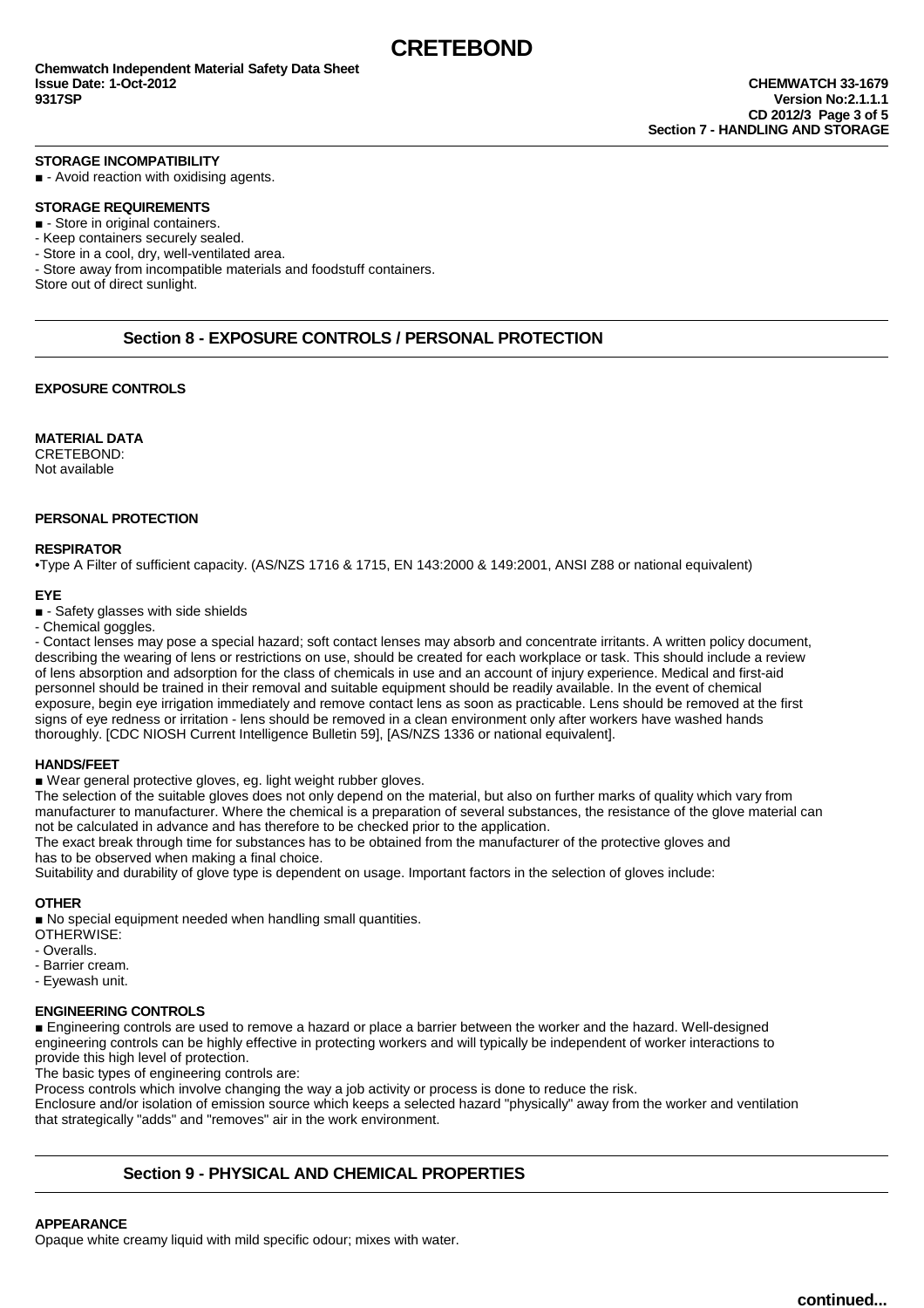**STORAGE INCOMPATIBILITY**

■ - Avoid reaction with oxidising agents.

**STORAGE REQUIREMENTS**

■ - Store in original containers.
- Keep containers securely sealed.
- Store in a cool, dry, well-ventilated area.
- Store away from incompatible materials and foodstuff containers.

Store out of direct sunlight.

## Section 8 - EXPOSURE CONTROLS / PERSONAL PROTECTION

**EXPOSURE CONTROLS**

**MATERIAL DATA**

CRETEBOND:
Not available

**PERSONAL PROTECTION**

**RESPIRATOR**

•Type A Filter of sufficient capacity. (AS/NZS 1716 & 1715, EN 143:2000 & 149:2001, ANSI Z88 or national equivalent)

**EYE**

■ - Safety glasses with side shields
- Chemical goggles.
- Contact lenses may pose a special hazard; soft contact lenses may absorb and concentrate irritants. A written policy document, describing the wearing of lens or restrictions on use, should be created for each workplace or task. This should include a review of lens absorption and adsorption for the class of chemicals in use and an account of injury experience. Medical and first-aid personnel should be trained in their removal and suitable equipment should be readily available. In the event of chemical exposure, begin eye irrigation immediately and remove contact lens as soon as practicable. Lens should be removed at the first signs of eye redness or irritation - lens should be removed in a clean environment only after workers have washed hands thoroughly. [CDC NIOSH Current Intelligence Bulletin 59], [AS/NZS 1336 or national equivalent].

**HANDS/FEET**

■ Wear general protective gloves, eg. light weight rubber gloves.

The selection of the suitable gloves does not only depend on the material, but also on further marks of quality which vary from manufacturer to manufacturer. Where the chemical is a preparation of several substances, the resistance of the glove material can not be calculated in advance and has therefore to be checked prior to the application.

The exact break through time for substances has to be obtained from the manufacturer of the protective gloves and has to be observed when making a final choice.

Suitability and durability of glove type is dependent on usage. Important factors in the selection of gloves include:

**OTHER**

■ No special equipment needed when handling small quantities.

OTHERWISE:
- Overalls.
- Barrier cream.
- Eyewash unit.

**ENGINEERING CONTROLS**

■ Engineering controls are used to remove a hazard or place a barrier between the worker and the hazard. Well-designed engineering controls can be highly effective in protecting workers and will typically be independent of worker interactions to provide this high level of protection.

The basic types of engineering controls are:

Process controls which involve changing the way a job activity or process is done to reduce the risk.

Enclosure and/or isolation of emission source which keeps a selected hazard "physically" away from the worker and ventilation that strategically "adds" and "removes" air in the work environment.

## Section 9 - PHYSICAL AND CHEMICAL PROPERTIES

**APPEARANCE**

Opaque white creamy liquid with mild specific odour; mixes with water.

continued...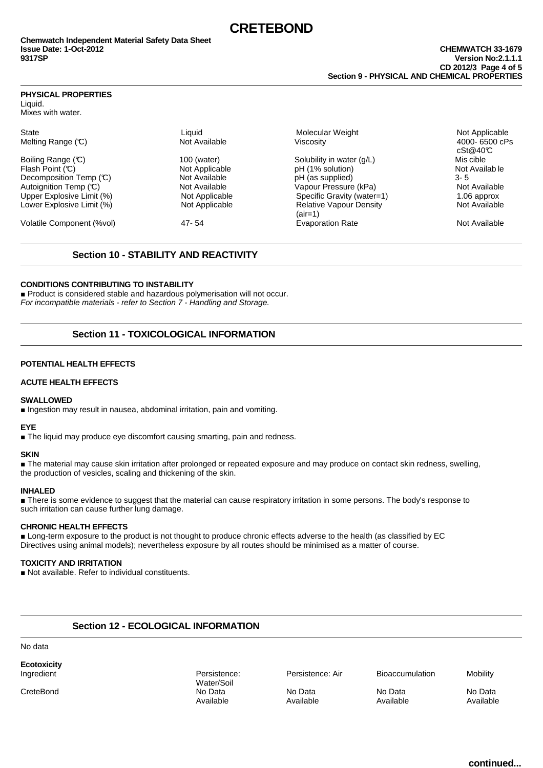### PHYSICAL PROPERTIES

Liquid.
Mixes with water.

| | | | |
|---|---|---|---|
| State | Liquid | Molecular Weight | Not Applicable |
| Melting Range (°C) | Not Available | Viscosity | 4000- 6500 cPs cSt@40°C |
| Boiling Range (°C) | 100 (water) | Solubility in water (g/L) | Miscible |
| Flash Point (°C) | Not Applicable | pH (1% solution) | Not Available |
| Decomposition Temp (°C) | Not Available | pH (as supplied) | 3- 5 |
| Autoignition Temp (°C) | Not Available | Vapour Pressure (kPa) | Not Available |
| Upper Explosive Limit (%) | Not Applicable | Specific Gravity (water=1) | 1.06 approx |
| Lower Explosive Limit (%) | Not Applicable | Relative Vapour Density (air=1) | Not Available |
| Volatile Component (%vol) | 47- 54 | Evaporation Rate | Not Available |

## Section 10 - STABILITY AND REACTIVITY

### CONDITIONS CONTRIBUTING TO INSTABILITY

■ Product is considered stable and hazardous polymerisation will not occur.
*For incompatible materials - refer to Section 7 - Handling and Storage.*

## Section 11 - TOXICOLOGICAL INFORMATION

### POTENTIAL HEALTH EFFECTS

### ACUTE HEALTH EFFECTS

**SWALLOWED**

■ Ingestion may result in nausea, abdominal irritation, pain and vomiting.

**EYE**

■ The liquid may produce eye discomfort causing smarting, pain and redness.

**SKIN**

■ The material may cause skin irritation after prolonged or repeated exposure and may produce on contact skin redness, swelling, the production of vesicles, scaling and thickening of the skin.

**INHALED**

■ There is some evidence to suggest that the material can cause respiratory irritation in some persons. The body's response to such irritation can cause further lung damage.

### CHRONIC HEALTH EFFECTS

■ Long-term exposure to the product is not thought to produce chronic effects adverse to the health (as classified by EC Directives using animal models); nevertheless exposure by all routes should be minimised as a matter of course.

### TOXICITY AND IRRITATION

■ Not available. Refer to individual constituents.

## Section 12 - ECOLOGICAL INFORMATION

No data

**Ecotoxicity**

| Ingredient | Persistence: Water/Soil | Persistence: Air | Bioaccumulation | Mobility |
|---|---|---|---|---|
| CreteBond | No Data Available | No Data Available | No Data Available | No Data Available |

continued...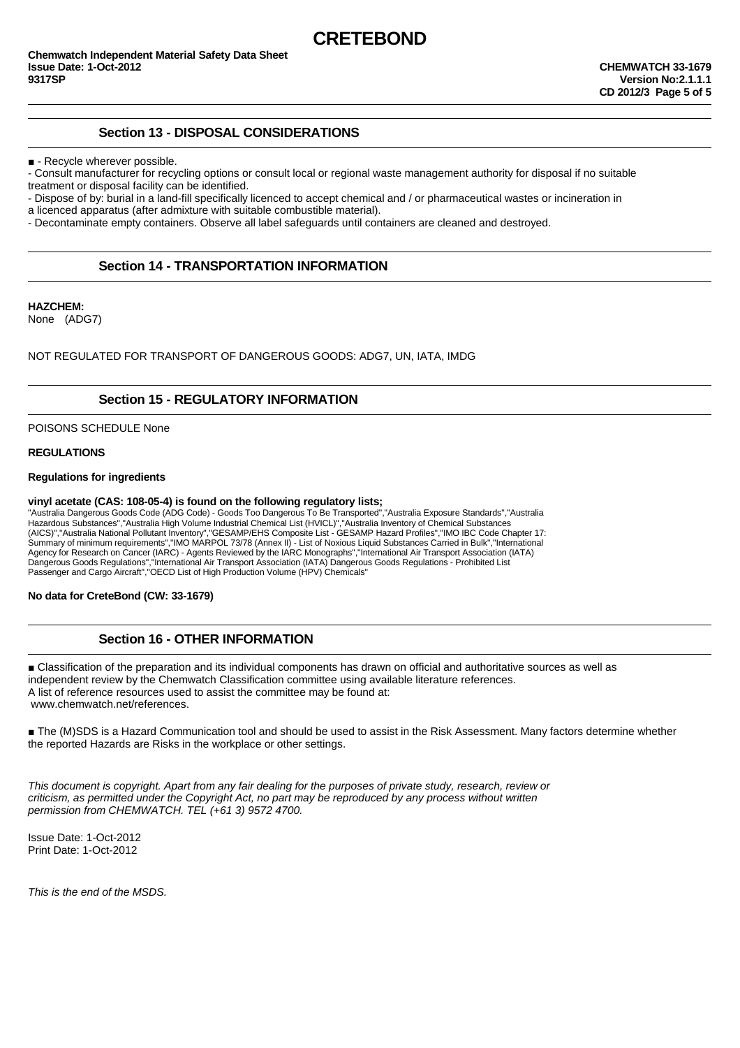## Section 13 - DISPOSAL CONSIDERATIONS

■ - Recycle wherever possible.
- Consult manufacturer for recycling options or consult local or regional waste management authority for disposal if no suitable treatment or disposal facility can be identified.
- Dispose of by: burial in a land-fill specifically licenced to accept chemical and / or pharmaceutical wastes or incineration in a licenced apparatus (after admixture with suitable combustible material).
- Decontaminate empty containers. Observe all label safeguards until containers are cleaned and destroyed.

## Section 14 - TRANSPORTATION INFORMATION

**HAZCHEM:**
None (ADG7)

NOT REGULATED FOR TRANSPORT OF DANGEROUS GOODS: ADG7, UN, IATA, IMDG

## Section 15 - REGULATORY INFORMATION

POISONS SCHEDULE None

**REGULATIONS**

**Regulations for ingredients**

**vinyl acetate (CAS: 108-05-4) is found on the following regulatory lists;**
"Australia Dangerous Goods Code (ADG Code) - Goods Too Dangerous To Be Transported","Australia Exposure Standards","Australia Hazardous Substances","Australia High Volume Industrial Chemical List (HVICL)","Australia Inventory of Chemical Substances (AICS)","Australia National Pollutant Inventory","GESAMP/EHS Composite List - GESAMP Hazard Profiles","IMO IBC Code Chapter 17: Summary of minimum requirements","IMO MARPOL 73/78 (Annex II) - List of Noxious Liquid Substances Carried in Bulk","International Agency for Research on Cancer (IARC) - Agents Reviewed by the IARC Monographs","International Air Transport Association (IATA) Dangerous Goods Regulations","International Air Transport Association (IATA) Dangerous Goods Regulations - Prohibited List Passenger and Cargo Aircraft","OECD List of High Production Volume (HPV) Chemicals"

**No data for CreteBond (CW: 33-1679)**

## Section 16 - OTHER INFORMATION

■ Classification of the preparation and its individual components has drawn on official and authoritative sources as well as independent review by the Chemwatch Classification committee using available literature references.
A list of reference resources used to assist the committee may be found at:
www.chemwatch.net/references.

■ The (M)SDS is a Hazard Communication tool and should be used to assist in the Risk Assessment. Many factors determine whether the reported Hazards are Risks in the workplace or other settings.

*This document is copyright. Apart from any fair dealing for the purposes of private study, research, review or criticism, as permitted under the Copyright Act, no part may be reproduced by any process without written permission from CHEMWATCH. TEL (+61 3) 9572 4700.*

Issue Date: 1-Oct-2012
Print Date: 1-Oct-2012

*This is the end of the MSDS.*